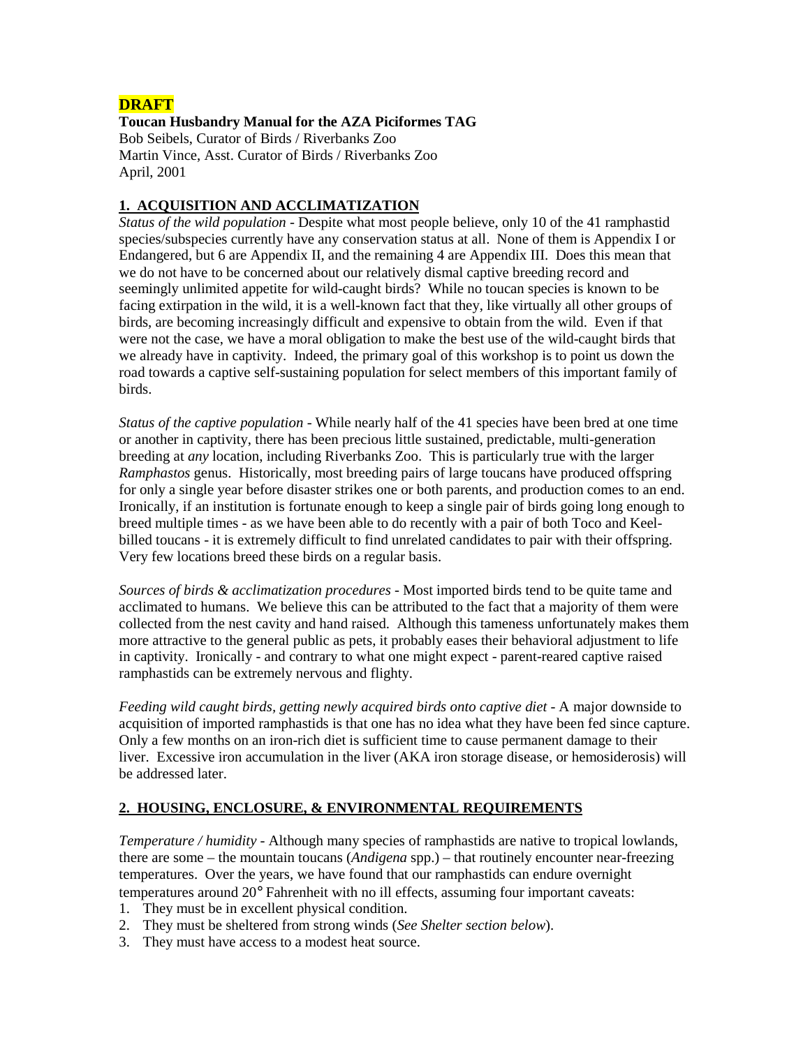**DRAFT**

**Toucan Husbandry Manual for the AZA Piciformes TAG**

Bob Seibels, Curator of Birds / Riverbanks Zoo
Martin Vince, Asst. Curator of Birds / Riverbanks Zoo
April, 2001

## 1. ACQUISITION AND ACCLIMATIZATION

*Status of the wild population* - Despite what most people believe, only 10 of the 41 ramphastid species/subspecies currently have any conservation status at all. None of them is Appendix I or Endangered, but 6 are Appendix II, and the remaining 4 are Appendix III. Does this mean that we do not have to be concerned about our relatively dismal captive breeding record and seemingly unlimited appetite for wild-caught birds? While no toucan species is known to be facing extirpation in the wild, it is a well-known fact that they, like virtually all other groups of birds, are becoming increasingly difficult and expensive to obtain from the wild. Even if that were not the case, we have a moral obligation to make the best use of the wild-caught birds that we already have in captivity. Indeed, the primary goal of this workshop is to point us down the road towards a captive self-sustaining population for select members of this important family of birds.

*Status of the captive population* - While nearly half of the 41 species have been bred at one time or another in captivity, there has been precious little sustained, predictable, multi-generation breeding at *any* location, including Riverbanks Zoo. This is particularly true with the larger *Ramphastos* genus. Historically, most breeding pairs of large toucans have produced offspring for only a single year before disaster strikes one or both parents, and production comes to an end. Ironically, if an institution is fortunate enough to keep a single pair of birds going long enough to breed multiple times - as we have been able to do recently with a pair of both Toco and Keel-billed toucans - it is extremely difficult to find unrelated candidates to pair with their offspring. Very few locations breed these birds on a regular basis.

*Sources of birds & acclimatization procedures* - Most imported birds tend to be quite tame and acclimated to humans. We believe this can be attributed to the fact that a majority of them were collected from the nest cavity and hand raised. Although this tameness unfortunately makes them more attractive to the general public as pets, it probably eases their behavioral adjustment to life in captivity. Ironically - and contrary to what one might expect - parent-reared captive raised ramphastids can be extremely nervous and flighty.

*Feeding wild caught birds, getting newly acquired birds onto captive diet* - A major downside to acquisition of imported ramphastids is that one has no idea what they have been fed since capture. Only a few months on an iron-rich diet is sufficient time to cause permanent damage to their liver. Excessive iron accumulation in the liver (AKA iron storage disease, or hemosiderosis) will be addressed later.

## 2. HOUSING, ENCLOSURE, & ENVIRONMENTAL REQUIREMENTS

*Temperature / humidity* - Although many species of ramphastids are native to tropical lowlands, there are some – the mountain toucans (*Andigena* spp.) – that routinely encounter near-freezing temperatures. Over the years, we have found that our ramphastids can endure overnight temperatures around 20° Fahrenheit with no ill effects, assuming four important caveats:

1. They must be in excellent physical condition.
2. They must be sheltered from strong winds (*See Shelter section below*).
3. They must have access to a modest heat source.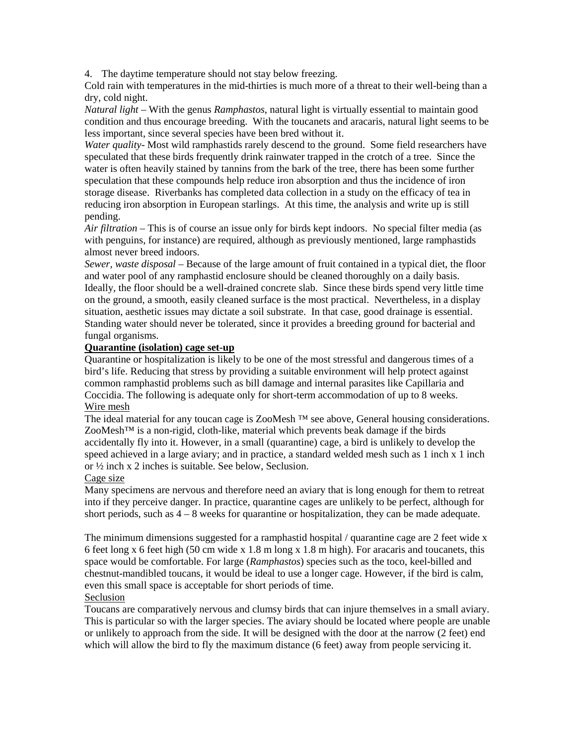4. The daytime temperature should not stay below freezing.

Cold rain with temperatures in the mid-thirties is much more of a threat to their well-being than a dry, cold night.

*Natural light* – With the genus *Ramphastos*, natural light is virtually essential to maintain good condition and thus encourage breeding. With the toucanets and aracaris, natural light seems to be less important, since several species have been bred without it.

*Water quality*- Most wild ramphastids rarely descend to the ground. Some field researchers have speculated that these birds frequently drink rainwater trapped in the crotch of a tree. Since the water is often heavily stained by tannins from the bark of the tree, there has been some further speculation that these compounds help reduce iron absorption and thus the incidence of iron storage disease. Riverbanks has completed data collection in a study on the efficacy of tea in reducing iron absorption in European starlings. At this time, the analysis and write up is still pending.

*Air filtration* – This is of course an issue only for birds kept indoors. No special filter media (as with penguins, for instance) are required, although as previously mentioned, large ramphastids almost never breed indoors.

*Sewer, waste disposal* – Because of the large amount of fruit contained in a typical diet, the floor and water pool of any ramphastid enclosure should be cleaned thoroughly on a daily basis. Ideally, the floor should be a well-drained concrete slab. Since these birds spend very little time on the ground, a smooth, easily cleaned surface is the most practical. Nevertheless, in a display situation, aesthetic issues may dictate a soil substrate. In that case, good drainage is essential. Standing water should never be tolerated, since it provides a breeding ground for bacterial and fungal organisms.

**Quarantine (isolation) cage set-up**

Quarantine or hospitalization is likely to be one of the most stressful and dangerous times of a bird's life. Reducing that stress by providing a suitable environment will help protect against common ramphastid problems such as bill damage and internal parasites like Capillaria and Coccidia. The following is adequate only for short-term accommodation of up to 8 weeks.

Wire mesh

The ideal material for any toucan cage is ZooMesh ™ see above, General housing considerations. ZooMesh™ is a non-rigid, cloth-like, material which prevents beak damage if the birds accidentally fly into it. However, in a small (quarantine) cage, a bird is unlikely to develop the speed achieved in a large aviary; and in practice, a standard welded mesh such as 1 inch x 1 inch or ½ inch x 2 inches is suitable. See below, Seclusion.

Cage size

Many specimens are nervous and therefore need an aviary that is long enough for them to retreat into if they perceive danger. In practice, quarantine cages are unlikely to be perfect, although for short periods, such as 4 – 8 weeks for quarantine or hospitalization, they can be made adequate.

The minimum dimensions suggested for a ramphastid hospital / quarantine cage are 2 feet wide x 6 feet long x 6 feet high (50 cm wide x 1.8 m long x 1.8 m high). For aracaris and toucanets, this space would be comfortable. For large (*Ramphastos*) species such as the toco, keel-billed and chestnut-mandibled toucans, it would be ideal to use a longer cage. However, if the bird is calm, even this small space is acceptable for short periods of time.

Seclusion

Toucans are comparatively nervous and clumsy birds that can injure themselves in a small aviary. This is particular so with the larger species. The aviary should be located where people are unable or unlikely to approach from the side. It will be designed with the door at the narrow (2 feet) end which will allow the bird to fly the maximum distance (6 feet) away from people servicing it.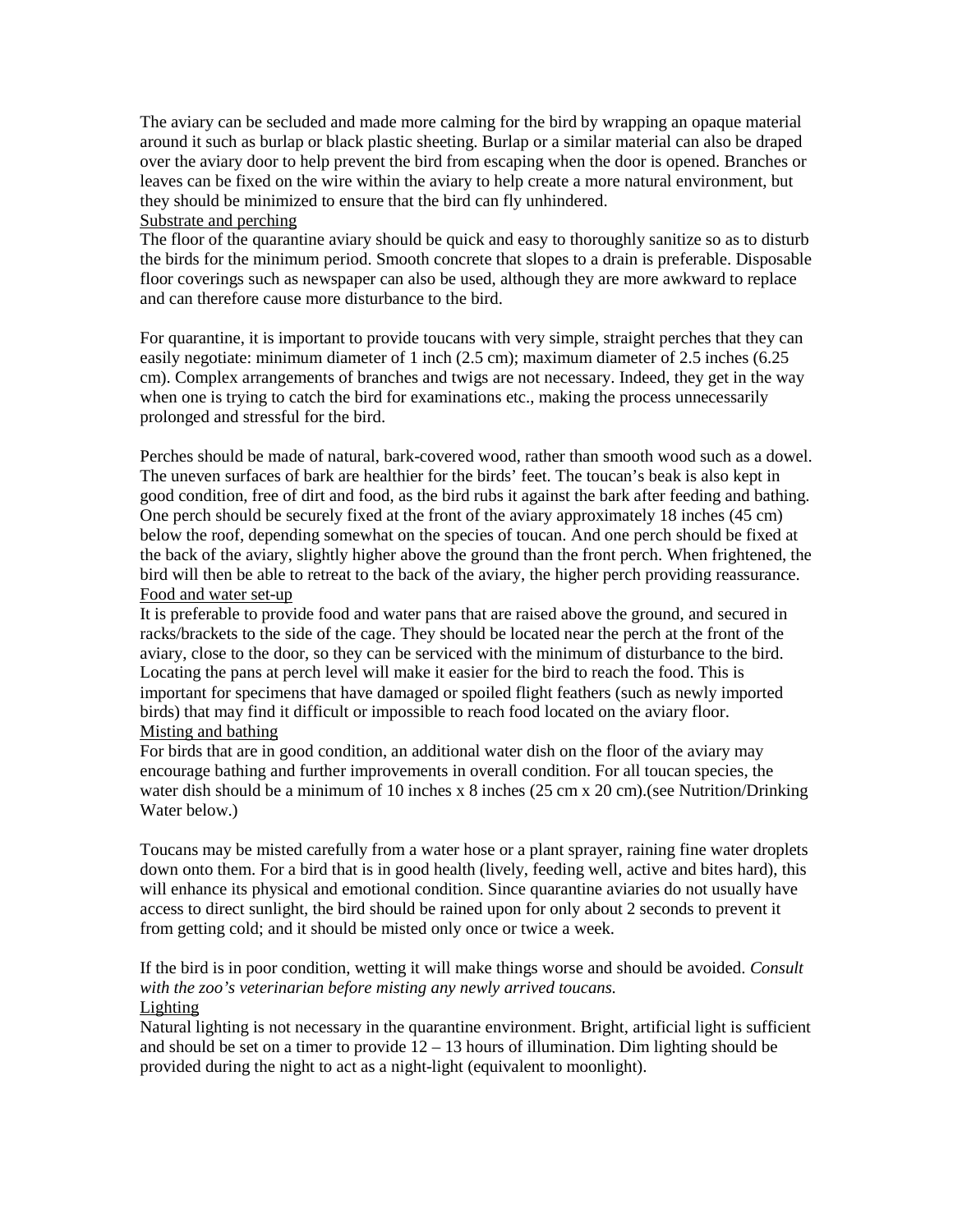The aviary can be secluded and made more calming for the bird by wrapping an opaque material around it such as burlap or black plastic sheeting. Burlap or a similar material can also be draped over the aviary door to help prevent the bird from escaping when the door is opened. Branches or leaves can be fixed on the wire within the aviary to help create a more natural environment, but they should be minimized to ensure that the bird can fly unhindered.

<u>Substrate and perching</u>

The floor of the quarantine aviary should be quick and easy to thoroughly sanitize so as to disturb the birds for the minimum period. Smooth concrete that slopes to a drain is preferable. Disposable floor coverings such as newspaper can also be used, although they are more awkward to replace and can therefore cause more disturbance to the bird.

For quarantine, it is important to provide toucans with very simple, straight perches that they can easily negotiate: minimum diameter of 1 inch (2.5 cm); maximum diameter of 2.5 inches (6.25 cm). Complex arrangements of branches and twigs are not necessary. Indeed, they get in the way when one is trying to catch the bird for examinations etc., making the process unnecessarily prolonged and stressful for the bird.

Perches should be made of natural, bark-covered wood, rather than smooth wood such as a dowel. The uneven surfaces of bark are healthier for the birds' feet. The toucan's beak is also kept in good condition, free of dirt and food, as the bird rubs it against the bark after feeding and bathing. One perch should be securely fixed at the front of the aviary approximately 18 inches (45 cm) below the roof, depending somewhat on the species of toucan. And one perch should be fixed at the back of the aviary, slightly higher above the ground than the front perch. When frightened, the bird will then be able to retreat to the back of the aviary, the higher perch providing reassurance.

<u>Food and water set-up</u>

It is preferable to provide food and water pans that are raised above the ground, and secured in racks/brackets to the side of the cage. They should be located near the perch at the front of the aviary, close to the door, so they can be serviced with the minimum of disturbance to the bird. Locating the pans at perch level will make it easier for the bird to reach the food. This is important for specimens that have damaged or spoiled flight feathers (such as newly imported birds) that may find it difficult or impossible to reach food located on the aviary floor.

<u>Misting and bathing</u>

For birds that are in good condition, an additional water dish on the floor of the aviary may encourage bathing and further improvements in overall condition. For all toucan species, the water dish should be a minimum of 10 inches x 8 inches (25 cm x 20 cm).(see Nutrition/Drinking Water below.)

Toucans may be misted carefully from a water hose or a plant sprayer, raining fine water droplets down onto them. For a bird that is in good health (lively, feeding well, active and bites hard), this will enhance its physical and emotional condition. Since quarantine aviaries do not usually have access to direct sunlight, the bird should be rained upon for only about 2 seconds to prevent it from getting cold; and it should be misted only once or twice a week.

If the bird is in poor condition, wetting it will make things worse and should be avoided. *Consult with the zoo's veterinarian before misting any newly arrived toucans.*

<u>Lighting</u>

Natural lighting is not necessary in the quarantine environment. Bright, artificial light is sufficient and should be set on a timer to provide 12 – 13 hours of illumination. Dim lighting should be provided during the night to act as a night-light (equivalent to moonlight).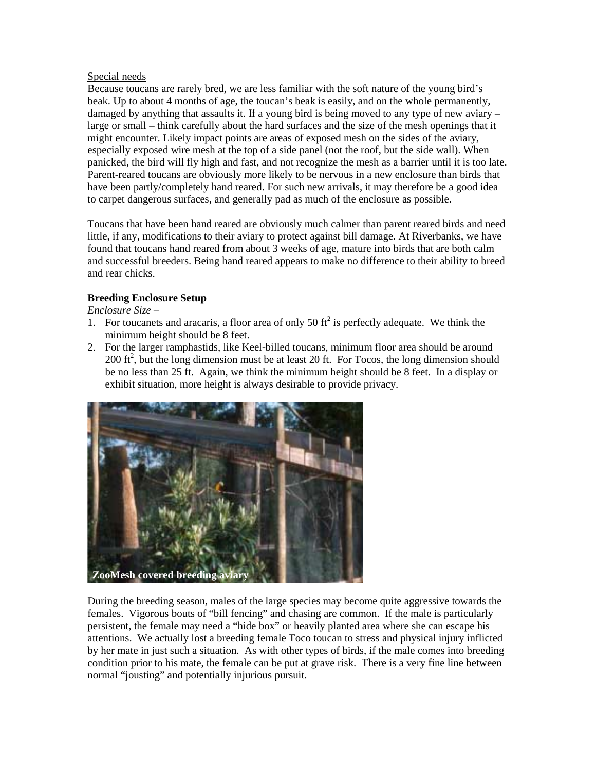Special needs

Because toucans are rarely bred, we are less familiar with the soft nature of the young bird's beak. Up to about 4 months of age, the toucan's beak is easily, and on the whole permanently, damaged by anything that assaults it. If a young bird is being moved to any type of new aviary – large or small – think carefully about the hard surfaces and the size of the mesh openings that it might encounter. Likely impact points are areas of exposed mesh on the sides of the aviary, especially exposed wire mesh at the top of a side panel (not the roof, but the side wall). When panicked, the bird will fly high and fast, and not recognize the mesh as a barrier until it is too late. Parent-reared toucans are obviously more likely to be nervous in a new enclosure than birds that have been partly/completely hand reared. For such new arrivals, it may therefore be a good idea to carpet dangerous surfaces, and generally pad as much of the enclosure as possible.

Toucans that have been hand reared are obviously much calmer than parent reared birds and need little, if any, modifications to their aviary to protect against bill damage. At Riverbanks, we have found that toucans hand reared from about 3 weeks of age, mature into birds that are both calm and successful breeders. Being hand reared appears to make no difference to their ability to breed and rear chicks.

**Breeding Enclosure Setup**

*Enclosure Size –*

1. For toucanets and aracaris, a floor area of only 50 $ft^2$ is perfectly adequate. We think the minimum height should be 8 feet.
2. For the larger ramphastids, like Keel-billed toucans, minimum floor area should be around 200 $ft^2$, but the long dimension must be at least 20 ft. For Tocos, the long dimension should be no less than 25 ft. Again, we think the minimum height should be 8 feet. In a display or exhibit situation, more height is always desirable to provide privacy.

**ZooMesh covered breeding aviary**

During the breeding season, males of the large species may become quite aggressive towards the females. Vigorous bouts of "bill fencing" and chasing are common. If the male is particularly persistent, the female may need a "hide box" or heavily planted area where she can escape his attentions. We actually lost a breeding female Toco toucan to stress and physical injury inflicted by her mate in just such a situation. As with other types of birds, if the male comes into breeding condition prior to his mate, the female can be put at grave risk. There is a very fine line between normal "jousting" and potentially injurious pursuit.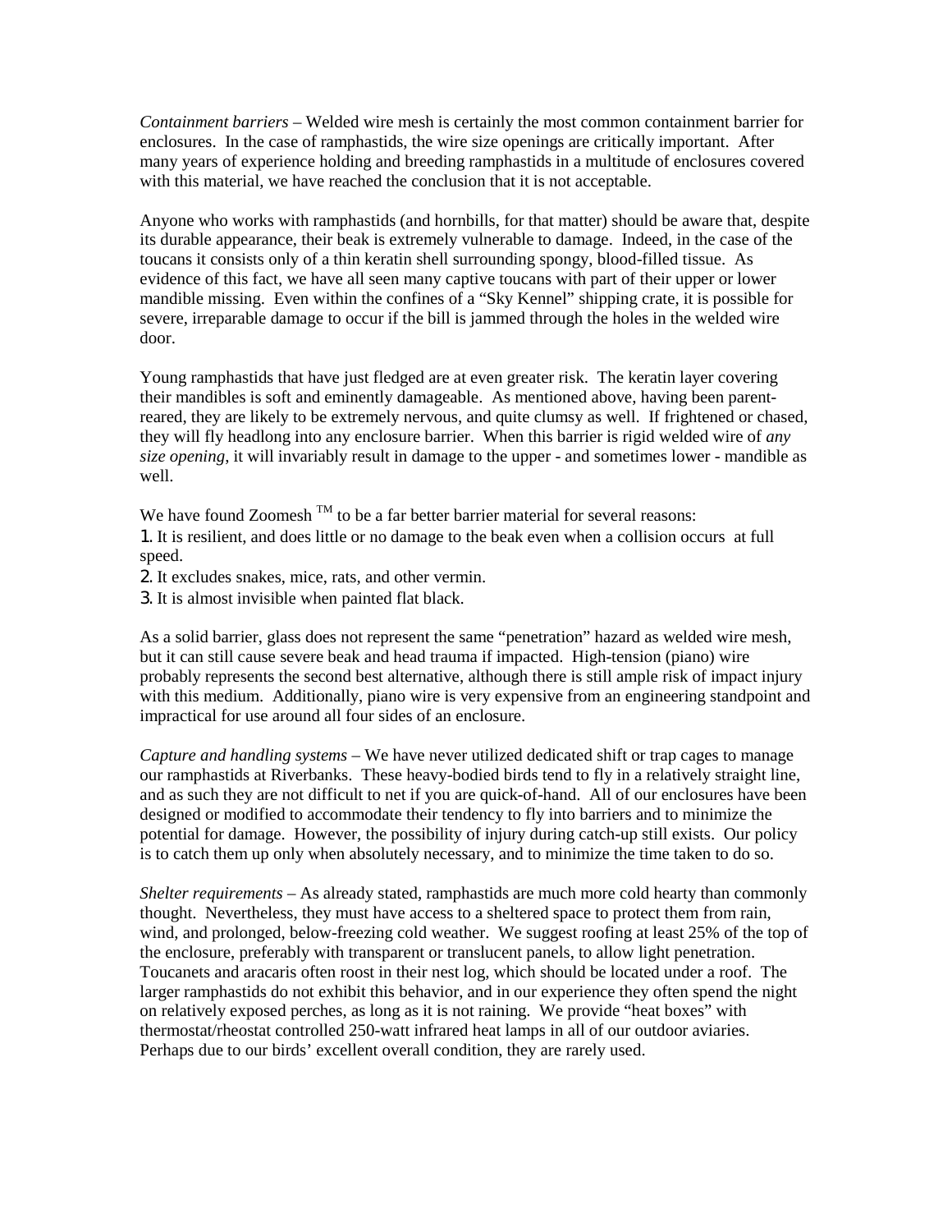*Containment barriers* – Welded wire mesh is certainly the most common containment barrier for enclosures. In the case of ramphastids, the wire size openings are critically important. After many years of experience holding and breeding ramphastids in a multitude of enclosures covered with this material, we have reached the conclusion that it is not acceptable.

Anyone who works with ramphastids (and hornbills, for that matter) should be aware that, despite its durable appearance, their beak is extremely vulnerable to damage. Indeed, in the case of the toucans it consists only of a thin keratin shell surrounding spongy, blood-filled tissue. As evidence of this fact, we have all seen many captive toucans with part of their upper or lower mandible missing. Even within the confines of a "Sky Kennel" shipping crate, it is possible for severe, irreparable damage to occur if the bill is jammed through the holes in the welded wire door.

Young ramphastids that have just fledged are at even greater risk. The keratin layer covering their mandibles is soft and eminently damageable. As mentioned above, having been parent-reared, they are likely to be extremely nervous, and quite clumsy as well. If frightened or chased, they will fly headlong into any enclosure barrier. When this barrier is rigid welded wire of *any size opening*, it will invariably result in damage to the upper - and sometimes lower - mandible as well.

We have found Zoomesh ™ to be a far better barrier material for several reasons:

1. It is resilient, and does little or no damage to the beak even when a collision occurs at full speed.
2. It excludes snakes, mice, rats, and other vermin.
3. It is almost invisible when painted flat black.

As a solid barrier, glass does not represent the same "penetration" hazard as welded wire mesh, but it can still cause severe beak and head trauma if impacted. High-tension (piano) wire probably represents the second best alternative, although there is still ample risk of impact injury with this medium. Additionally, piano wire is very expensive from an engineering standpoint and impractical for use around all four sides of an enclosure.

*Capture and handling systems* – We have never utilized dedicated shift or trap cages to manage our ramphastids at Riverbanks. These heavy-bodied birds tend to fly in a relatively straight line, and as such they are not difficult to net if you are quick-of-hand. All of our enclosures have been designed or modified to accommodate their tendency to fly into barriers and to minimize the potential for damage. However, the possibility of injury during catch-up still exists. Our policy is to catch them up only when absolutely necessary, and to minimize the time taken to do so.

*Shelter requirements* – As already stated, ramphastids are much more cold hearty than commonly thought. Nevertheless, they must have access to a sheltered space to protect them from rain, wind, and prolonged, below-freezing cold weather. We suggest roofing at least 25% of the top of the enclosure, preferably with transparent or translucent panels, to allow light penetration. Toucanets and aracaris often roost in their nest log, which should be located under a roof. The larger ramphastids do not exhibit this behavior, and in our experience they often spend the night on relatively exposed perches, as long as it is not raining. We provide "heat boxes" with thermostat/rheostat controlled 250-watt infrared heat lamps in all of our outdoor aviaries. Perhaps due to our birds' excellent overall condition, they are rarely used.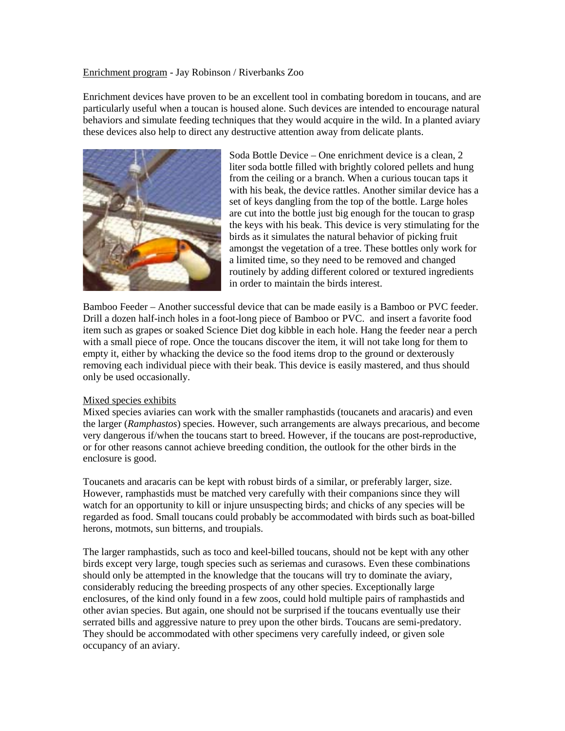Enrichment program - Jay Robinson / Riverbanks Zoo

Enrichment devices have proven to be an excellent tool in combating boredom in toucans, and are particularly useful when a toucan is housed alone. Such devices are intended to encourage natural behaviors and simulate feeding techniques that they would acquire in the wild. In a planted aviary these devices also help to direct any destructive attention away from delicate plants.

Soda Bottle Device – One enrichment device is a clean, 2 liter soda bottle filled with brightly colored pellets and hung from the ceiling or a branch. When a curious toucan taps it with his beak, the device rattles. Another similar device has a set of keys dangling from the top of the bottle. Large holes are cut into the bottle just big enough for the toucan to grasp the keys with his beak. This device is very stimulating for the birds as it simulates the natural behavior of picking fruit amongst the vegetation of a tree. These bottles only work for a limited time, so they need to be removed and changed routinely by adding different colored or textured ingredients in order to maintain the birds interest.

Bamboo Feeder – Another successful device that can be made easily is a Bamboo or PVC feeder. Drill a dozen half-inch holes in a foot-long piece of Bamboo or PVC.  and insert a favorite food item such as grapes or soaked Science Diet dog kibble in each hole. Hang the feeder near a perch with a small piece of rope. Once the toucans discover the item, it will not take long for them to empty it, either by whacking the device so the food items drop to the ground or dexterously removing each individual piece with their beak. This device is easily mastered, and thus should only be used occasionally.

Mixed species exhibits

Mixed species aviaries can work with the smaller ramphastids (toucanets and aracaris) and even the larger (*Ramphastos*) species. However, such arrangements are always precarious, and become very dangerous if/when the toucans start to breed. However, if the toucans are post-reproductive, or for other reasons cannot achieve breeding condition, the outlook for the other birds in the enclosure is good.

Toucanets and aracaris can be kept with robust birds of a similar, or preferably larger, size. However, ramphastids must be matched very carefully with their companions since they will watch for an opportunity to kill or injure unsuspecting birds; and chicks of any species will be regarded as food. Small toucans could probably be accommodated with birds such as boat-billed herons, motmots, sun bitterns, and troupials.

The larger ramphastids, such as toco and keel-billed toucans, should not be kept with any other birds except very large, tough species such as seriemas and curasows. Even these combinations should only be attempted in the knowledge that the toucans will try to dominate the aviary, considerably reducing the breeding prospects of any other species. Exceptionally large enclosures, of the kind only found in a few zoos, could hold multiple pairs of ramphastids and other avian species. But again, one should not be surprised if the toucans eventually use their serrated bills and aggressive nature to prey upon the other birds. Toucans are semi-predatory. They should be accommodated with other specimens very carefully indeed, or given sole occupancy of an aviary.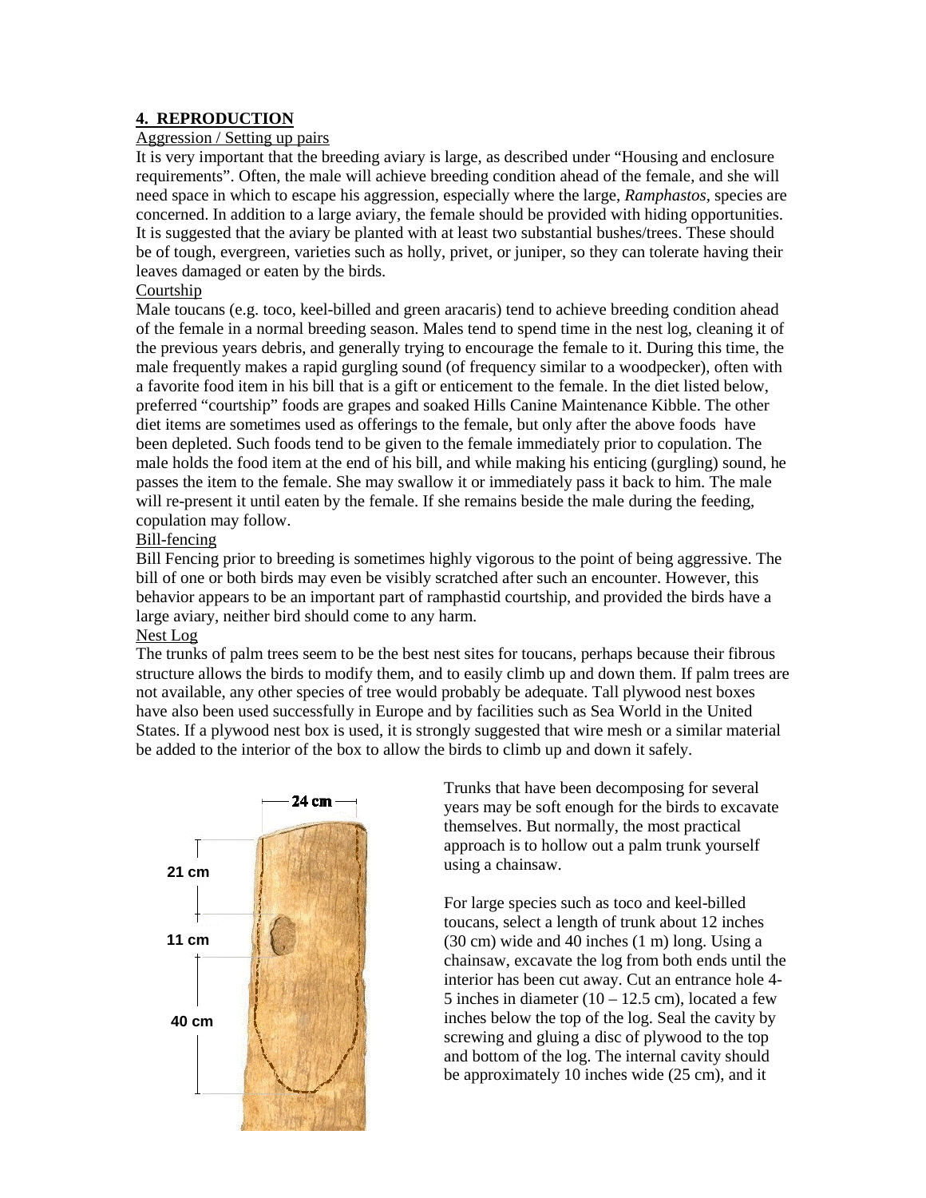## 4. REPRODUCTION

Aggression / Setting up pairs

It is very important that the breeding aviary is large, as described under "Housing and enclosure requirements". Often, the male will achieve breeding condition ahead of the female, and she will need space in which to escape his aggression, especially where the large, *Ramphastos*, species are concerned. In addition to a large aviary, the female should be provided with hiding opportunities. It is suggested that the aviary be planted with at least two substantial bushes/trees. These should be of tough, evergreen, varieties such as holly, privet, or juniper, so they can tolerate having their leaves damaged or eaten by the birds.

Courtship

Male toucans (e.g. toco, keel-billed and green aracaris) tend to achieve breeding condition ahead of the female in a normal breeding season. Males tend to spend time in the nest log, cleaning it of the previous years debris, and generally trying to encourage the female to it. During this time, the male frequently makes a rapid gurgling sound (of frequency similar to a woodpecker), often with a favorite food item in his bill that is a gift or enticement to the female. In the diet listed below, preferred "courtship" foods are grapes and soaked Hills Canine Maintenance Kibble. The other diet items are sometimes used as offerings to the female, but only after the above foods have been depleted. Such foods tend to be given to the female immediately prior to copulation. The male holds the food item at the end of his bill, and while making his enticing (gurgling) sound, he passes the item to the female. She may swallow it or immediately pass it back to him. The male will re-present it until eaten by the female. If she remains beside the male during the feeding, copulation may follow.

Bill-fencing

Bill Fencing prior to breeding is sometimes highly vigorous to the point of being aggressive. The bill of one or both birds may even be visibly scratched after such an encounter. However, this behavior appears to be an important part of ramphastid courtship, and provided the birds have a large aviary, neither bird should come to any harm.

Nest Log

The trunks of palm trees seem to be the best nest sites for toucans, perhaps because their fibrous structure allows the birds to modify them, and to easily climb up and down them. If palm trees are not available, any other species of tree would probably be adequate. Tall plywood nest boxes have also been used successfully in Europe and by facilities such as Sea World in the United States. If a plywood nest box is used, it is strongly suggested that wire mesh or a similar material be added to the interior of the box to allow the birds to climb up and down it safely.

24 cm

21 cm

11 cm

40 cm

Trunks that have been decomposing for several years may be soft enough for the birds to excavate themselves. But normally, the most practical approach is to hollow out a palm trunk yourself using a chainsaw.

For large species such as toco and keel-billed toucans, select a length of trunk about 12 inches (30 cm) wide and 40 inches (1 m) long. Using a chainsaw, excavate the log from both ends until the interior has been cut away. Cut an entrance hole 4-5 inches in diameter (10 – 12.5 cm), located a few inches below the top of the log. Seal the cavity by screwing and gluing a disc of plywood to the top and bottom of the log. The internal cavity should be approximately 10 inches wide (25 cm), and it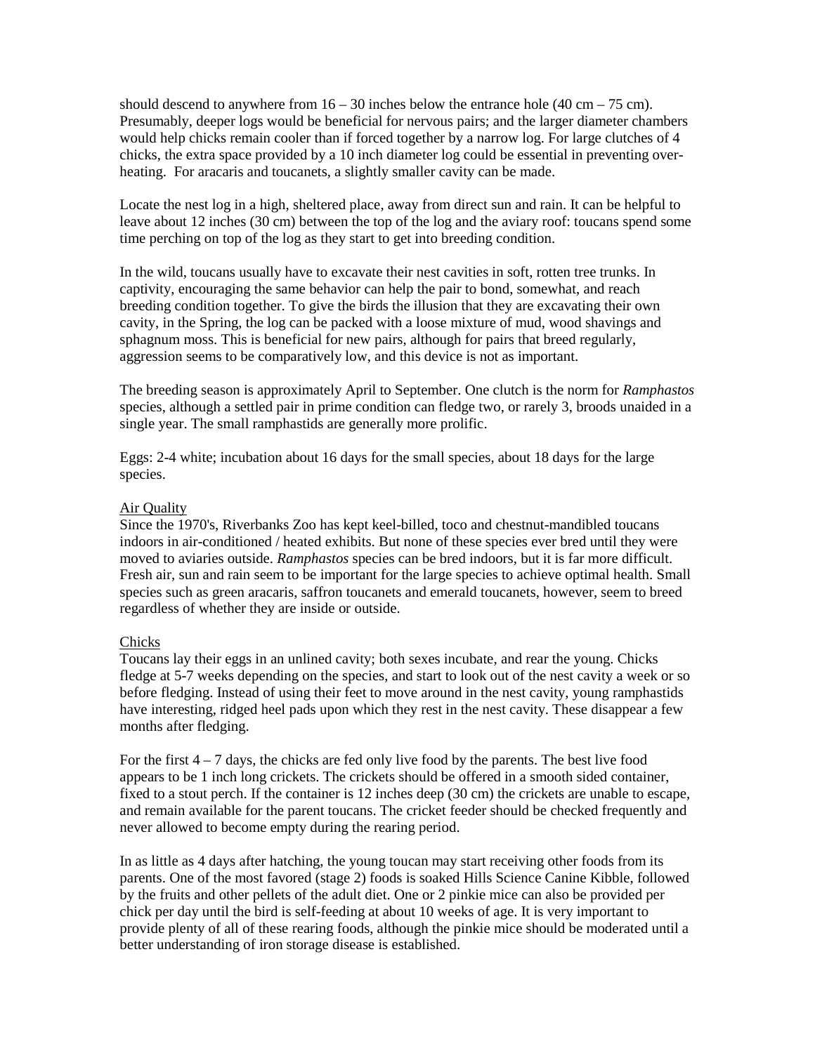should descend to anywhere from 16 – 30 inches below the entrance hole (40 cm – 75 cm). Presumably, deeper logs would be beneficial for nervous pairs; and the larger diameter chambers would help chicks remain cooler than if forced together by a narrow log. For large clutches of 4 chicks, the extra space provided by a 10 inch diameter log could be essential in preventing over-heating. For aracaris and toucanets, a slightly smaller cavity can be made.

Locate the nest log in a high, sheltered place, away from direct sun and rain. It can be helpful to leave about 12 inches (30 cm) between the top of the log and the aviary roof: toucans spend some time perching on top of the log as they start to get into breeding condition.

In the wild, toucans usually have to excavate their nest cavities in soft, rotten tree trunks. In captivity, encouraging the same behavior can help the pair to bond, somewhat, and reach breeding condition together. To give the birds the illusion that they are excavating their own cavity, in the Spring, the log can be packed with a loose mixture of mud, wood shavings and sphagnum moss. This is beneficial for new pairs, although for pairs that breed regularly, aggression seems to be comparatively low, and this device is not as important.

The breeding season is approximately April to September. One clutch is the norm for *Ramphastos* species, although a settled pair in prime condition can fledge two, or rarely 3, broods unaided in a single year. The small ramphastids are generally more prolific.

Eggs: 2-4 white; incubation about 16 days for the small species, about 18 days for the large species.

<u>Air Quality</u>

Since the 1970's, Riverbanks Zoo has kept keel-billed, toco and chestnut-mandibled toucans indoors in air-conditioned / heated exhibits. But none of these species ever bred until they were moved to aviaries outside. *Ramphastos* species can be bred indoors, but it is far more difficult. Fresh air, sun and rain seem to be important for the large species to achieve optimal health. Small species such as green aracaris, saffron toucanets and emerald toucanets, however, seem to breed regardless of whether they are inside or outside.

<u>Chicks</u>

Toucans lay their eggs in an unlined cavity; both sexes incubate, and rear the young. Chicks fledge at 5-7 weeks depending on the species, and start to look out of the nest cavity a week or so before fledging. Instead of using their feet to move around in the nest cavity, young ramphastids have interesting, ridged heel pads upon which they rest in the nest cavity. These disappear a few months after fledging.

For the first 4 – 7 days, the chicks are fed only live food by the parents. The best live food appears to be 1 inch long crickets. The crickets should be offered in a smooth sided container, fixed to a stout perch. If the container is 12 inches deep (30 cm) the crickets are unable to escape, and remain available for the parent toucans. The cricket feeder should be checked frequently and never allowed to become empty during the rearing period.

In as little as 4 days after hatching, the young toucan may start receiving other foods from its parents. One of the most favored (stage 2) foods is soaked Hills Science Canine Kibble, followed by the fruits and other pellets of the adult diet. One or 2 pinkie mice can also be provided per chick per day until the bird is self-feeding at about 10 weeks of age. It is very important to provide plenty of all of these rearing foods, although the pinkie mice should be moderated until a better understanding of iron storage disease is established.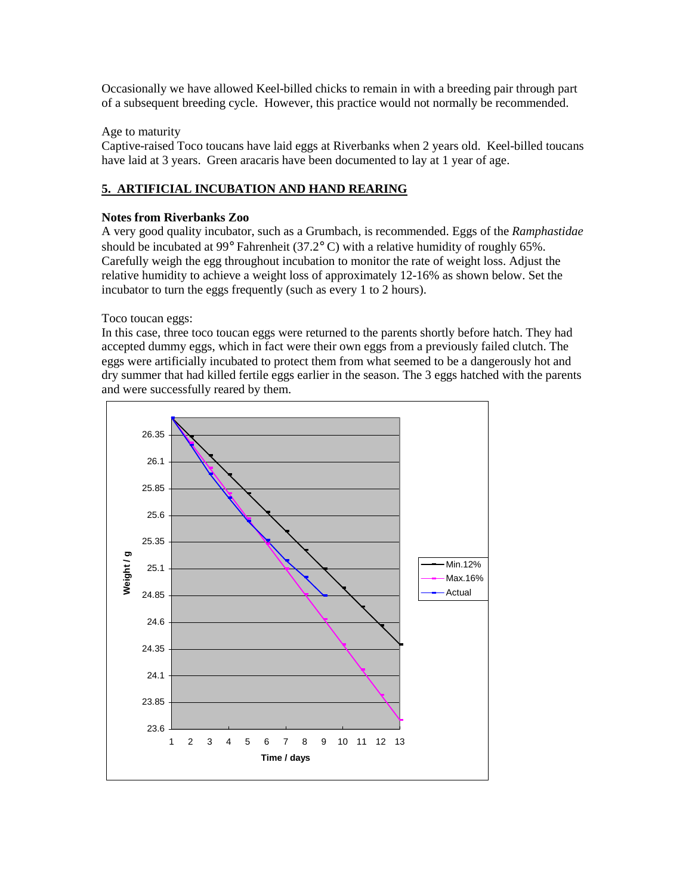Occasionally we have allowed Keel-billed chicks to remain in with a breeding pair through part of a subsequent breeding cycle. However, this practice would not normally be recommended.

Age to maturity
Captive-raised Toco toucans have laid eggs at Riverbanks when 2 years old. Keel-billed toucans have laid at 3 years. Green aracaris have been documented to lay at 1 year of age.

## 5. ARTIFICIAL INCUBATION AND HAND REARING

**Notes from Riverbanks Zoo**
A very good quality incubator, such as a Grumbach, is recommended. Eggs of the *Ramphastidae* should be incubated at 99° Fahrenheit (37.2° C) with a relative humidity of roughly 65%. Carefully weigh the egg throughout incubation to monitor the rate of weight loss. Adjust the relative humidity to achieve a weight loss of approximately 12-16% as shown below. Set the incubator to turn the eggs frequently (such as every 1 to 2 hours).

Toco toucan eggs:
In this case, three toco toucan eggs were returned to the parents shortly before hatch. They had accepted dummy eggs, which in fact were their own eggs from a previously failed clutch. The eggs were artificially incubated to protect them from what seemed to be a dangerously hot and dry summer that had killed fertile eggs earlier in the season. The 3 eggs hatched with the parents and were successfully reared by them.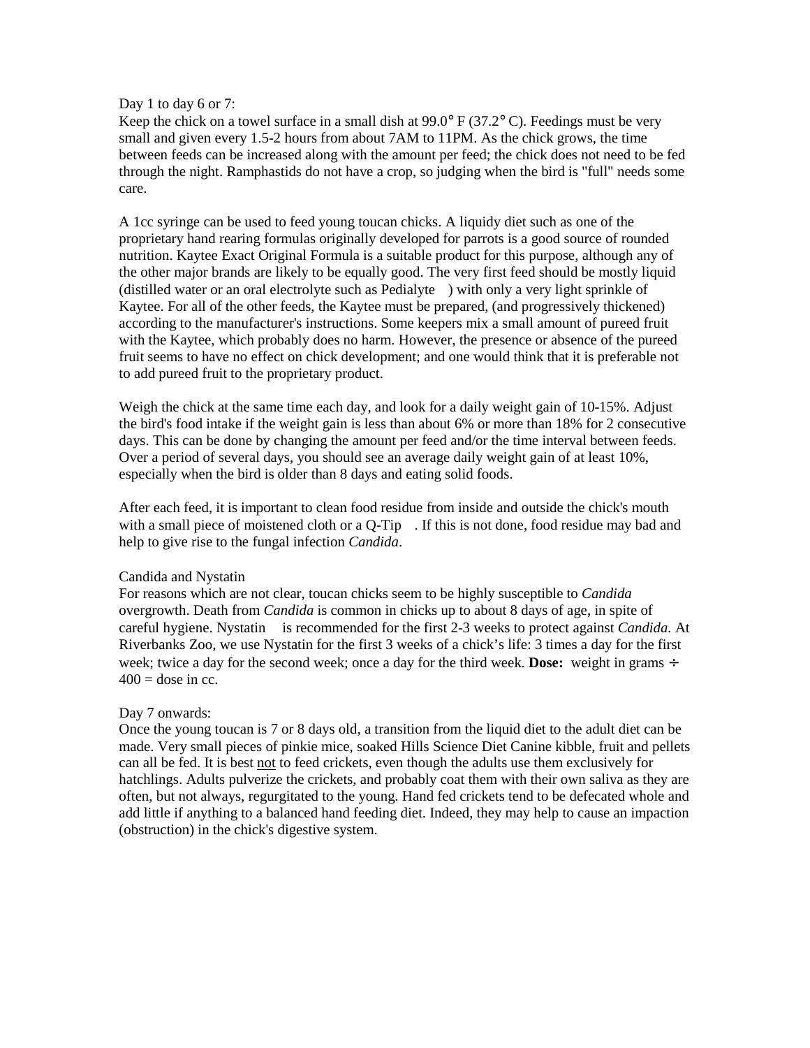Day 1 to day 6 or 7:

Keep the chick on a towel surface in a small dish at 99.0° F (37.2° C). Feedings must be very small and given every 1.5-2 hours from about 7AM to 11PM. As the chick grows, the time between feeds can be increased along with the amount per feed; the chick does not need to be fed through the night. Ramphastids do not have a crop, so judging when the bird is "full" needs some care.

A 1cc syringe can be used to feed young toucan chicks. A liquidy diet such as one of the proprietary hand rearing formulas originally developed for parrots is a good source of rounded nutrition. Kaytee Exact Original Formula is a suitable product for this purpose, although any of the other major brands are likely to be equally good. The very first feed should be mostly liquid (distilled water or an oral electrolyte such as Pedialyte ) with only a very light sprinkle of Kaytee. For all of the other feeds, the Kaytee must be prepared, (and progressively thickened) according to the manufacturer's instructions. Some keepers mix a small amount of pureed fruit with the Kaytee, which probably does no harm. However, the presence or absence of the pureed fruit seems to have no effect on chick development; and one would think that it is preferable not to add pureed fruit to the proprietary product.

Weigh the chick at the same time each day, and look for a daily weight gain of 10-15%. Adjust the bird's food intake if the weight gain is less than about 6% or more than 18% for 2 consecutive days. This can be done by changing the amount per feed and/or the time interval between feeds. Over a period of several days, you should see an average daily weight gain of at least 10%, especially when the bird is older than 8 days and eating solid foods.

After each feed, it is important to clean food residue from inside and outside the chick's mouth with a small piece of moistened cloth or a Q-Tip . If this is not done, food residue may bad and help to give rise to the fungal infection *Candida*.

Candida and Nystatin

For reasons which are not clear, toucan chicks seem to be highly susceptible to *Candida* overgrowth. Death from *Candida* is common in chicks up to about 8 days of age, in spite of careful hygiene. Nystatin  is recommended for the first 2-3 weeks to protect against *Candida.* At Riverbanks Zoo, we use Nystatin for the first 3 weeks of a chick's life: 3 times a day for the first week; twice a day for the second week; once a day for the third week. **Dose:** weight in grams ÷ 400 = dose in cc.

Day 7 onwards:

Once the young toucan is 7 or 8 days old, a transition from the liquid diet to the adult diet can be made. Very small pieces of pinkie mice, soaked Hills Science Diet Canine kibble, fruit and pellets can all be fed. It is best not to feed crickets, even though the adults use them exclusively for hatchlings. Adults pulverize the crickets, and probably coat them with their own saliva as they are often, but not always, regurgitated to the young. Hand fed crickets tend to be defecated whole and add little if anything to a balanced hand feeding diet. Indeed, they may help to cause an impaction (obstruction) in the chick's digestive system.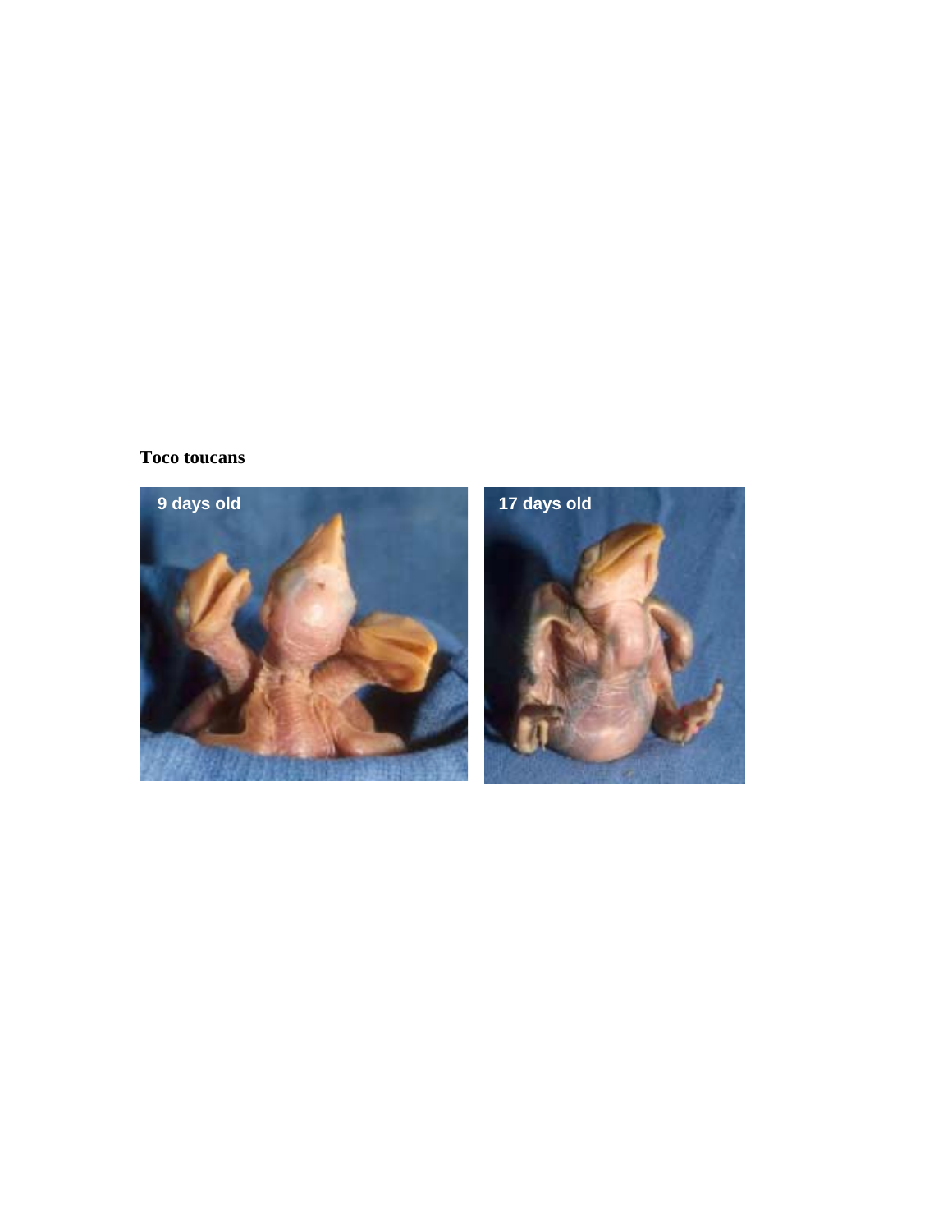**Toco toucans**

9 days old

17 days old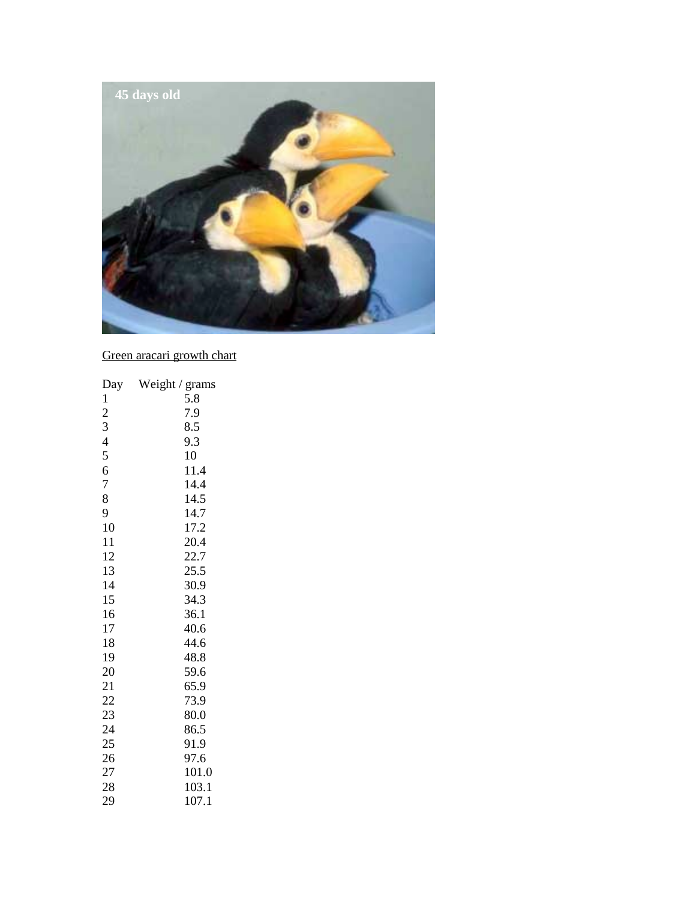Green aracari growth chart

| Day | Weight / grams |
| --- | --- |
| 1 | 5.8 |
| 2 | 7.9 |
| 3 | 8.5 |
| 4 | 9.3 |
| 5 | 10 |
| 6 | 11.4 |
| 7 | 14.4 |
| 8 | 14.5 |
| 9 | 14.7 |
| 10 | 17.2 |
| 11 | 20.4 |
| 12 | 22.7 |
| 13 | 25.5 |
| 14 | 30.9 |
| 15 | 34.3 |
| 16 | 36.1 |
| 17 | 40.6 |
| 18 | 44.6 |
| 19 | 48.8 |
| 20 | 59.6 |
| 21 | 65.9 |
| 22 | 73.9 |
| 23 | 80.0 |
| 24 | 86.5 |
| 25 | 91.9 |
| 26 | 97.6 |
| 27 | 101.0 |
| 28 | 103.1 |
| 29 | 107.1 |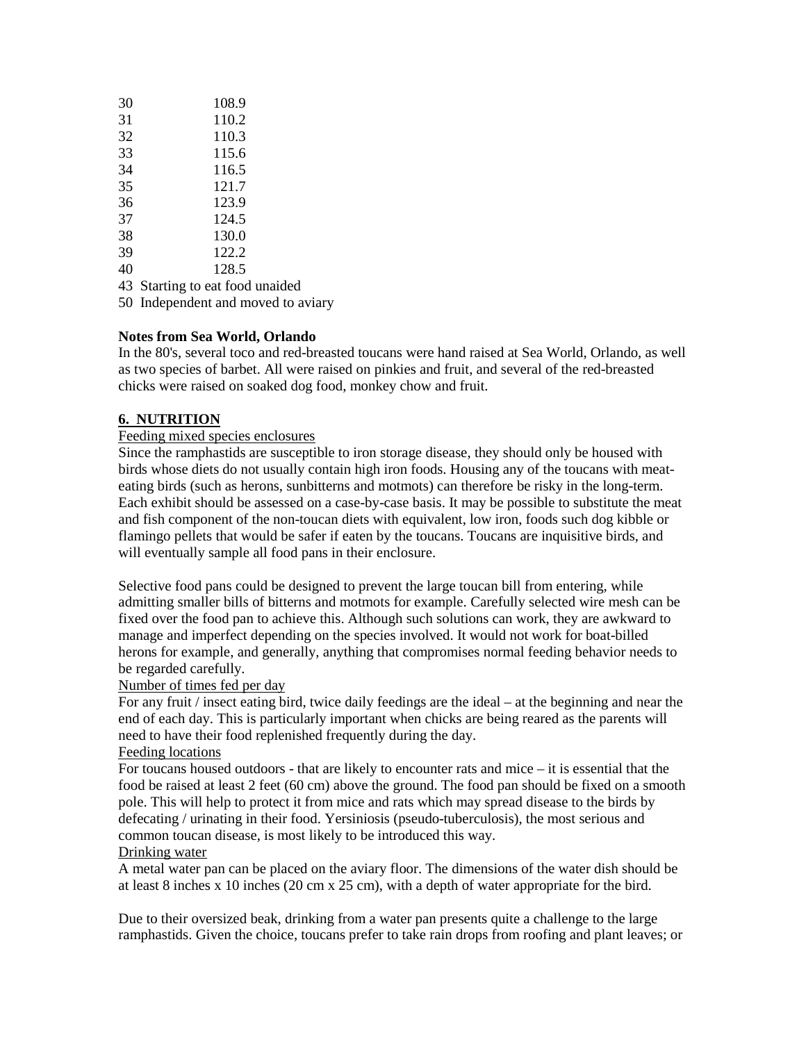| | |
|---|---|
| 30 | 108.9 |
| 31 | 110.2 |
| 32 | 110.3 |
| 33 | 115.6 |
| 34 | 116.5 |
| 35 | 121.7 |
| 36 | 123.9 |
| 37 | 124.5 |
| 38 | 130.0 |
| 39 | 122.2 |
| 40 | 128.5 |

43 Starting to eat food unaided

50 Independent and moved to aviary

**Notes from Sea World, Orlando**

In the 80's, several toco and red-breasted toucans were hand raised at Sea World, Orlando, as well as two species of barbet. All were raised on pinkies and fruit, and several of the red-breasted chicks were raised on soaked dog food, monkey chow and fruit.

## 6. NUTRITION

Feeding mixed species enclosures

Since the ramphastids are susceptible to iron storage disease, they should only be housed with birds whose diets do not usually contain high iron foods. Housing any of the toucans with meat-eating birds (such as herons, sunbitterns and motmots) can therefore be risky in the long-term. Each exhibit should be assessed on a case-by-case basis. It may be possible to substitute the meat and fish component of the non-toucan diets with equivalent, low iron, foods such dog kibble or flamingo pellets that would be safer if eaten by the toucans. Toucans are inquisitive birds, and will eventually sample all food pans in their enclosure.

Selective food pans could be designed to prevent the large toucan bill from entering, while admitting smaller bills of bitterns and motmots for example. Carefully selected wire mesh can be fixed over the food pan to achieve this. Although such solutions can work, they are awkward to manage and imperfect depending on the species involved. It would not work for boat-billed herons for example, and generally, anything that compromises normal feeding behavior needs to be regarded carefully.

Number of times fed per day

For any fruit / insect eating bird, twice daily feedings are the ideal – at the beginning and near the end of each day. This is particularly important when chicks are being reared as the parents will need to have their food replenished frequently during the day.

Feeding locations

For toucans housed outdoors - that are likely to encounter rats and mice – it is essential that the food be raised at least 2 feet (60 cm) above the ground. The food pan should be fixed on a smooth pole. This will help to protect it from mice and rats which may spread disease to the birds by defecating / urinating in their food. Yersiniosis (pseudo-tuberculosis), the most serious and common toucan disease, is most likely to be introduced this way.

Drinking water

A metal water pan can be placed on the aviary floor. The dimensions of the water dish should be at least 8 inches x 10 inches (20 cm x 25 cm), with a depth of water appropriate for the bird.

Due to their oversized beak, drinking from a water pan presents quite a challenge to the large ramphastids. Given the choice, toucans prefer to take rain drops from roofing and plant leaves; or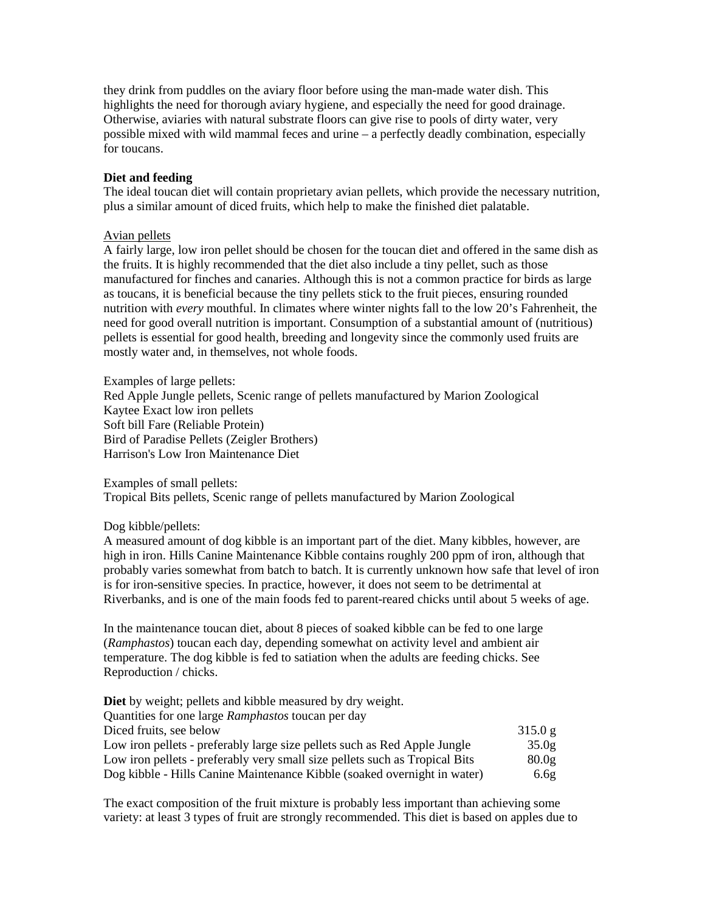they drink from puddles on the aviary floor before using the man-made water dish. This highlights the need for thorough aviary hygiene, and especially the need for good drainage. Otherwise, aviaries with natural substrate floors can give rise to pools of dirty water, very possible mixed with wild mammal feces and urine – a perfectly deadly combination, especially for toucans.

**Diet and feeding**

The ideal toucan diet will contain proprietary avian pellets, which provide the necessary nutrition, plus a similar amount of diced fruits, which help to make the finished diet palatable.

<u>Avian pellets</u>

A fairly large, low iron pellet should be chosen for the toucan diet and offered in the same dish as the fruits. It is highly recommended that the diet also include a tiny pellet, such as those manufactured for finches and canaries. Although this is not a common practice for birds as large as toucans, it is beneficial because the tiny pellets stick to the fruit pieces, ensuring rounded nutrition with *every* mouthful. In climates where winter nights fall to the low 20's Fahrenheit, the need for good overall nutrition is important. Consumption of a substantial amount of (nutritious) pellets is essential for good health, breeding and longevity since the commonly used fruits are mostly water and, in themselves, not whole foods.

Examples of large pellets:
Red Apple Jungle pellets, Scenic range of pellets manufactured by Marion Zoological
Kaytee Exact low iron pellets
Soft bill Fare (Reliable Protein)
Bird of Paradise Pellets (Zeigler Brothers)
Harrison's Low Iron Maintenance Diet

Examples of small pellets:
Tropical Bits pellets, Scenic range of pellets manufactured by Marion Zoological

Dog kibble/pellets:
A measured amount of dog kibble is an important part of the diet. Many kibbles, however, are high in iron. Hills Canine Maintenance Kibble contains roughly 200 ppm of iron, although that probably varies somewhat from batch to batch. It is currently unknown how safe that level of iron is for iron-sensitive species. In practice, however, it does not seem to be detrimental at Riverbanks, and is one of the main foods fed to parent-reared chicks until about 5 weeks of age.

In the maintenance toucan diet, about 8 pieces of soaked kibble can be fed to one large (*Ramphastos*) toucan each day, depending somewhat on activity level and ambient air temperature. The dog kibble is fed to satiation when the adults are feeding chicks. See Reproduction / chicks.

**Diet** by weight; pellets and kibble measured by dry weight.
Quantities for one large *Ramphastos* toucan per day

| | |
|---|---|
| Diced fruits, see below | 315.0 g |
| Low iron pellets - preferably large size pellets such as Red Apple Jungle | 35.0g |
| Low iron pellets - preferably very small size pellets such as Tropical Bits | 80.0g |
| Dog kibble - Hills Canine Maintenance Kibble (soaked overnight in water) | 6.6g |

The exact composition of the fruit mixture is probably less important than achieving some variety: at least 3 types of fruit are strongly recommended. This diet is based on apples due to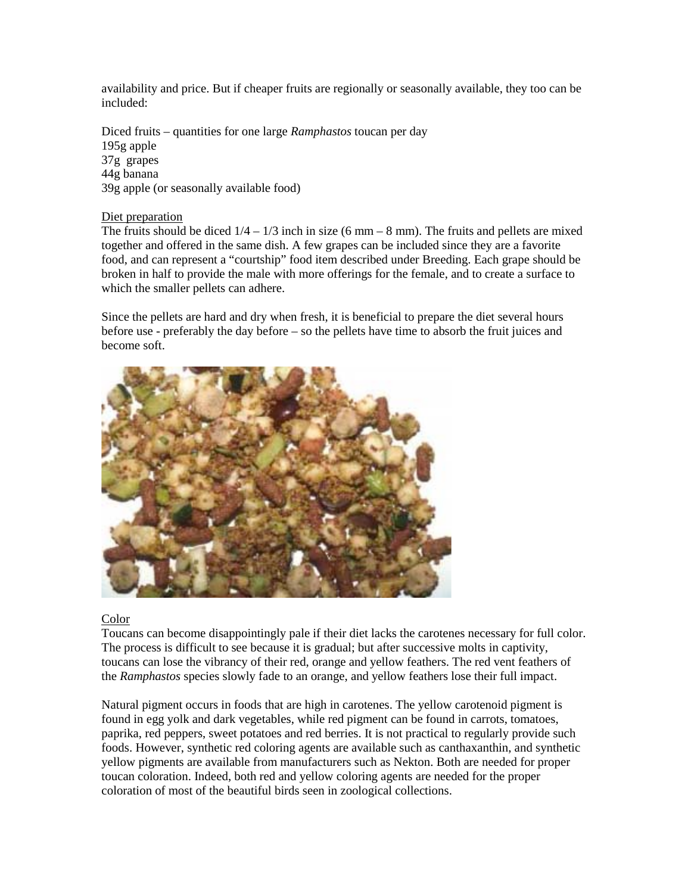availability and price. But if cheaper fruits are regionally or seasonally available, they too can be included:

Diced fruits – quantities for one large *Ramphastos* toucan per day
195g apple
37g grapes
44g banana
39g apple (or seasonally available food)

<u>Diet preparation</u>
The fruits should be diced 1/4 – 1/3 inch in size (6 mm – 8 mm). The fruits and pellets are mixed together and offered in the same dish. A few grapes can be included since they are a favorite food, and can represent a "courtship" food item described under Breeding. Each grape should be broken in half to provide the male with more offerings for the female, and to create a surface to which the smaller pellets can adhere.

Since the pellets are hard and dry when fresh, it is beneficial to prepare the diet several hours before use - preferably the day before – so the pellets have time to absorb the fruit juices and become soft.

<u>Color</u>
Toucans can become disappointingly pale if their diet lacks the carotenes necessary for full color. The process is difficult to see because it is gradual; but after successive molts in captivity, toucans can lose the vibrancy of their red, orange and yellow feathers. The red vent feathers of the *Ramphastos* species slowly fade to an orange, and yellow feathers lose their full impact.

Natural pigment occurs in foods that are high in carotenes. The yellow carotenoid pigment is found in egg yolk and dark vegetables, while red pigment can be found in carrots, tomatoes, paprika, red peppers, sweet potatoes and red berries. It is not practical to regularly provide such foods. However, synthetic red coloring agents are available such as canthaxanthin, and synthetic yellow pigments are available from manufacturers such as Nekton. Both are needed for proper toucan coloration. Indeed, both red and yellow coloring agents are needed for the proper coloration of most of the beautiful birds seen in zoological collections.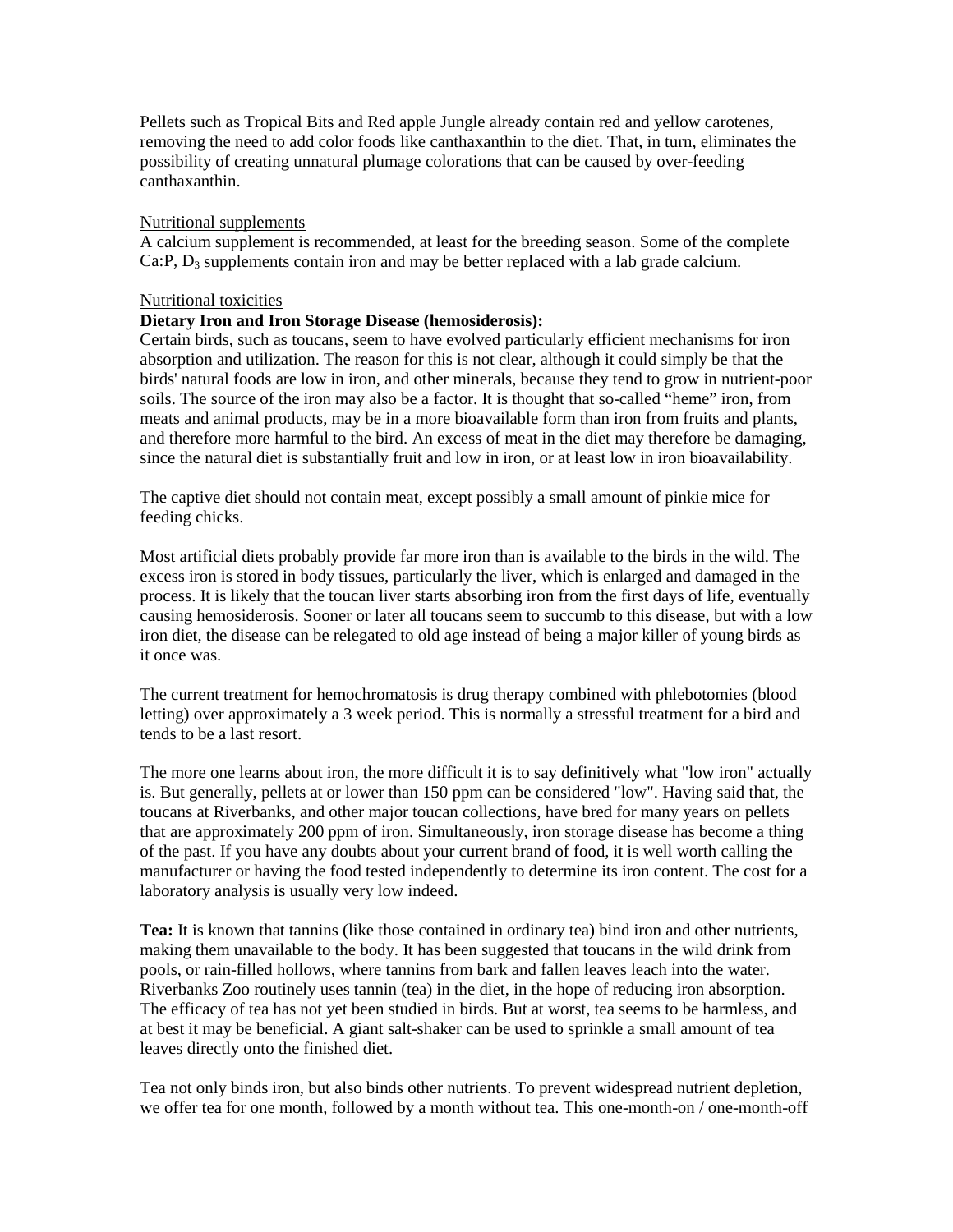Pellets such as Tropical Bits and Red apple Jungle already contain red and yellow carotenes, removing the need to add color foods like canthaxanthin to the diet. That, in turn, eliminates the possibility of creating unnatural plumage colorations that can be caused by over-feeding canthaxanthin.

Nutritional supplements

A calcium supplement is recommended, at least for the breeding season. Some of the complete Ca:P, $D_3$ supplements contain iron and may be better replaced with a lab grade calcium.

Nutritional toxicities

**Dietary Iron and Iron Storage Disease (hemosiderosis):**

Certain birds, such as toucans, seem to have evolved particularly efficient mechanisms for iron absorption and utilization. The reason for this is not clear, although it could simply be that the birds' natural foods are low in iron, and other minerals, because they tend to grow in nutrient-poor soils. The source of the iron may also be a factor. It is thought that so-called "heme" iron, from meats and animal products, may be in a more bioavailable form than iron from fruits and plants, and therefore more harmful to the bird. An excess of meat in the diet may therefore be damaging, since the natural diet is substantially fruit and low in iron, or at least low in iron bioavailability.

The captive diet should not contain meat, except possibly a small amount of pinkie mice for feeding chicks.

Most artificial diets probably provide far more iron than is available to the birds in the wild. The excess iron is stored in body tissues, particularly the liver, which is enlarged and damaged in the process. It is likely that the toucan liver starts absorbing iron from the first days of life, eventually causing hemosiderosis. Sooner or later all toucans seem to succumb to this disease, but with a low iron diet, the disease can be relegated to old age instead of being a major killer of young birds as it once was.

The current treatment for hemochromatosis is drug therapy combined with phlebotomies (blood letting) over approximately a 3 week period. This is normally a stressful treatment for a bird and tends to be a last resort.

The more one learns about iron, the more difficult it is to say definitively what "low iron" actually is. But generally, pellets at or lower than 150 ppm can be considered "low". Having said that, the toucans at Riverbanks, and other major toucan collections, have bred for many years on pellets that are approximately 200 ppm of iron. Simultaneously, iron storage disease has become a thing of the past. If you have any doubts about your current brand of food, it is well worth calling the manufacturer or having the food tested independently to determine its iron content. The cost for a laboratory analysis is usually very low indeed.

**Tea:** It is known that tannins (like those contained in ordinary tea) bind iron and other nutrients, making them unavailable to the body. It has been suggested that toucans in the wild drink from pools, or rain-filled hollows, where tannins from bark and fallen leaves leach into the water. Riverbanks Zoo routinely uses tannin (tea) in the diet, in the hope of reducing iron absorption. The efficacy of tea has not yet been studied in birds. But at worst, tea seems to be harmless, and at best it may be beneficial. A giant salt-shaker can be used to sprinkle a small amount of tea leaves directly onto the finished diet.

Tea not only binds iron, but also binds other nutrients. To prevent widespread nutrient depletion, we offer tea for one month, followed by a month without tea. This one-month-on / one-month-off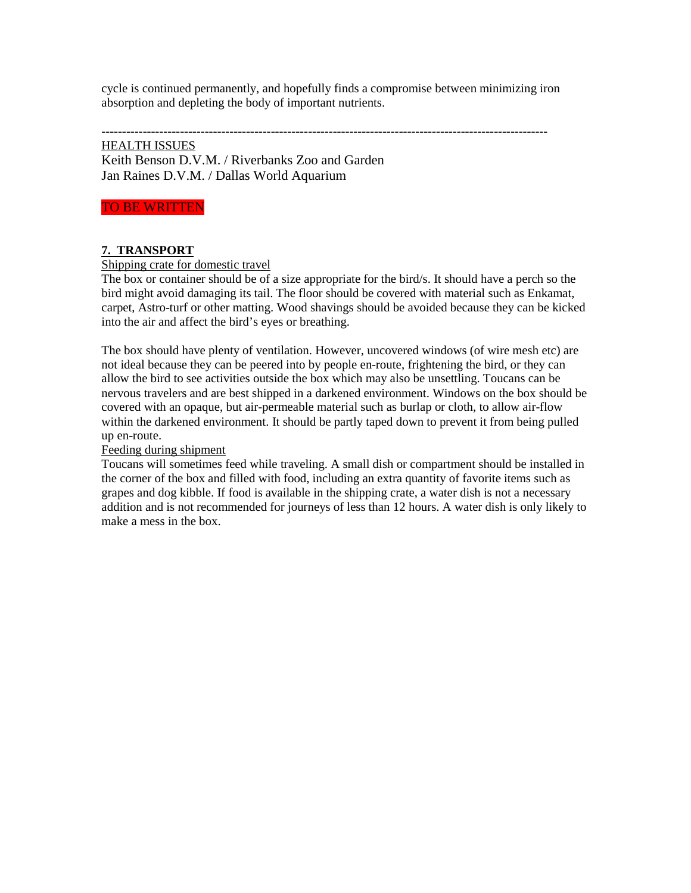cycle is continued permanently, and hopefully finds a compromise between minimizing iron absorption and depleting the body of important nutrients.

---

HEALTH ISSUES

Keith Benson D.V.M. / Riverbanks Zoo and Garden
Jan Raines D.V.M. / Dallas World Aquarium

TO BE WRITTEN

## 7. TRANSPORT

Shipping crate for domestic travel

The box or container should be of a size appropriate for the bird/s. It should have a perch so the bird might avoid damaging its tail. The floor should be covered with material such as Enkamat, carpet, Astro-turf or other matting. Wood shavings should be avoided because they can be kicked into the air and affect the bird's eyes or breathing.

The box should have plenty of ventilation. However, uncovered windows (of wire mesh etc) are not ideal because they can be peered into by people en-route, frightening the bird, or they can allow the bird to see activities outside the box which may also be unsettling. Toucans can be nervous travelers and are best shipped in a darkened environment. Windows on the box should be covered with an opaque, but air-permeable material such as burlap or cloth, to allow air-flow within the darkened environment. It should be partly taped down to prevent it from being pulled up en-route.

Feeding during shipment

Toucans will sometimes feed while traveling. A small dish or compartment should be installed in the corner of the box and filled with food, including an extra quantity of favorite items such as grapes and dog kibble. If food is available in the shipping crate, a water dish is not a necessary addition and is not recommended for journeys of less than 12 hours. A water dish is only likely to make a mess in the box.